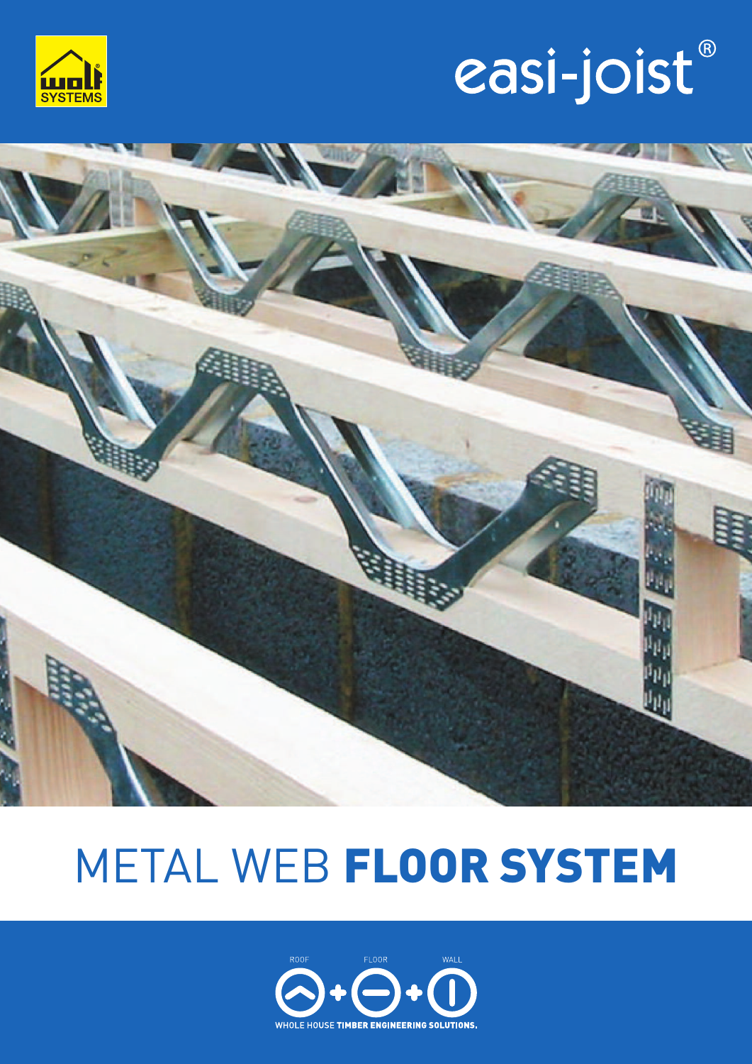wolf SYSTEMS

# easi-joist®

# METAL WEB **FLOOR SYSTEM**

ROOF FLOOR WALL

WHOLE HOUSE **TIMBER ENGINEERING SOLUTIONS.**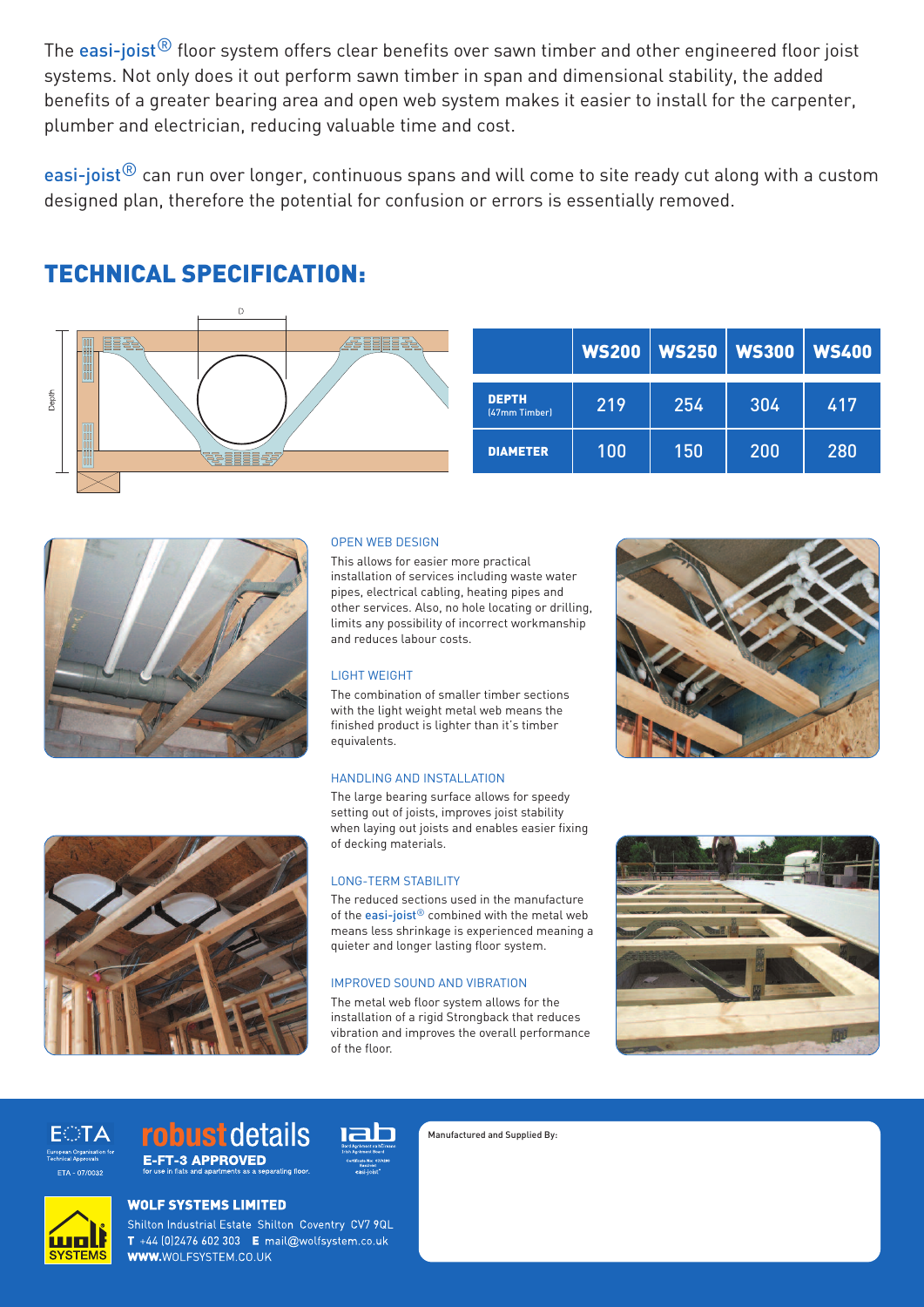The easi-joist® floor system offers clear benefits over sawn timber and other engineered floor joist systems. Not only does it out perform sawn timber in span and dimensional stability, the added benefits of a greater bearing area and open web system makes it easier to install for the carpenter, plumber and electrician, reducing valuable time and cost.

easi-joist® can run over longer, continuous spans and will come to site ready cut along with a custom designed plan, therefore the potential for confusion or errors is essentially removed.

## TECHNICAL SPECIFICATION:

D

Depth

| | WS200 | WS250 | WS300 | WS400 |
|---|---|---|---|---|
| **DEPTH** (47mm Timber) | 219 | 254 | 304 | 417 |
| **DIAMETER** | 100 | 150 | 200 | 280 |

### OPEN WEB DESIGN

This allows for easier more practical installation of services including waste water pipes, electrical cabling, heating pipes and other services. Also, no hole locating or drilling, limits any possibility of incorrect workmanship and reduces labour costs.

### LIGHT WEIGHT

The combination of smaller timber sections with the light weight metal web means the finished product is lighter than it's timber equivalents.

### HANDLING AND INSTALLATION

The large bearing surface allows for speedy setting out of joists, improves joist stability when laying out joists and enables easier fixing of decking materials.

### LONG-TERM STABILITY

The reduced sections used in the manufacture of the easi-joist® combined with the metal web means less shrinkage is experienced meaning a quieter and longer lasting floor system.

### IMPROVED SOUND AND VIBRATION

The metal web floor system allows for the installation of a rigid Strongback that reduces vibration and improves the overall performance of the floor.

EOTA
European Organisation for Technical Approvals
ETA - 07/0032

robust details
E-FT-3 APPROVED
for use in flats and apartments as a separating floor.

iab

Manufactured and Supplied By:

**WOLF SYSTEMS LIMITED**
Shilton Industrial Estate Shilton Coventry CV7 9QL
**T** +44 (0)2476 602 303 **E** mail@wolfsystem.co.uk
**WWW.**WOLFSYSTEM.CO.UK